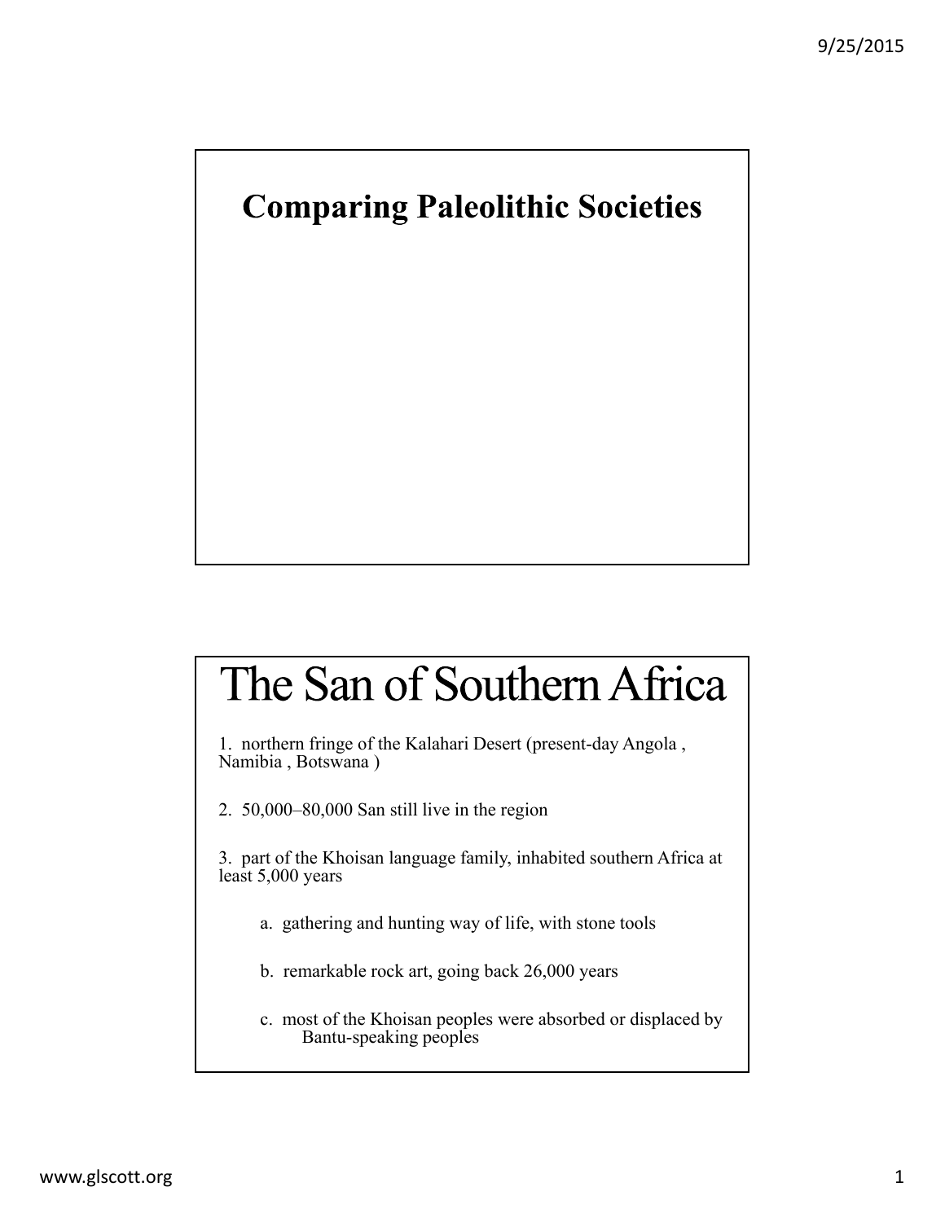# Comparing Paleolithic Societies

# The San of Southern Africa

1. northern fringe of the Kalahari Desert (present-day Angola , Namibia , Botswana )

2. 50,000–80,000 San still live in the region

3. part of the Khoisan language family, inhabited southern Africa at least 5,000 years

   a. gathering and hunting way of life, with stone tools

   b. remarkable rock art, going back 26,000 years

   c. most of the Khoisan peoples were absorbed or displaced by Bantu-speaking peoples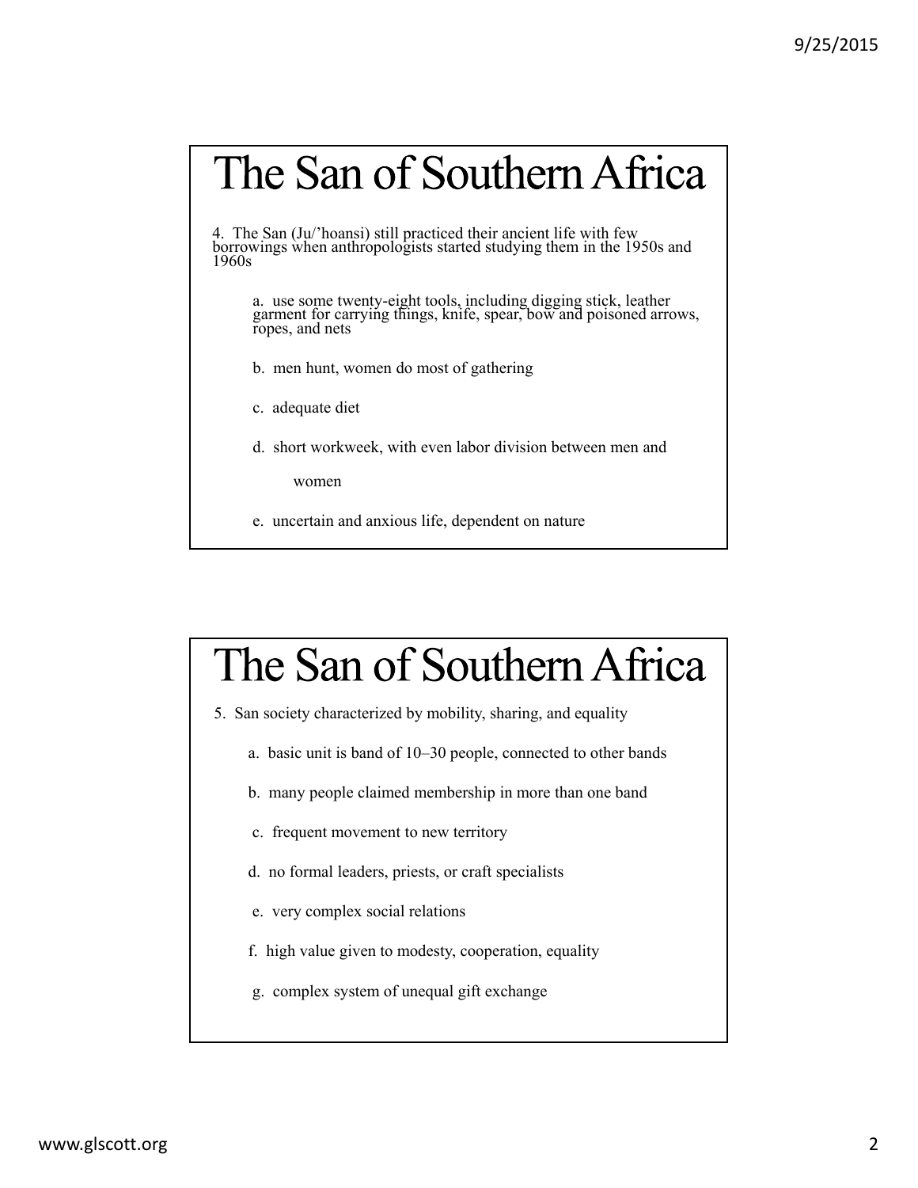# The San of Southern Africa

4. The San (Ju/'hoansi) still practiced their ancient life with few borrowings when anthropologists started studying them in the 1950s and 1960s

   a. use some twenty-eight tools, including digging stick, leather garment for carrying things, knife, spear, bow and poisoned arrows, ropes, and nets

   b. men hunt, women do most of gathering

   c. adequate diet

   d. short workweek, with even labor division between men and women

   e. uncertain and anxious life, dependent on nature

# The San of Southern Africa

5. San society characterized by mobility, sharing, and equality

   a. basic unit is band of 10–30 people, connected to other bands

   b. many people claimed membership in more than one band

   c. frequent movement to new territory

   d. no formal leaders, priests, or craft specialists

   e. very complex social relations

   f. high value given to modesty, cooperation, equality

   g. complex system of unequal gift exchange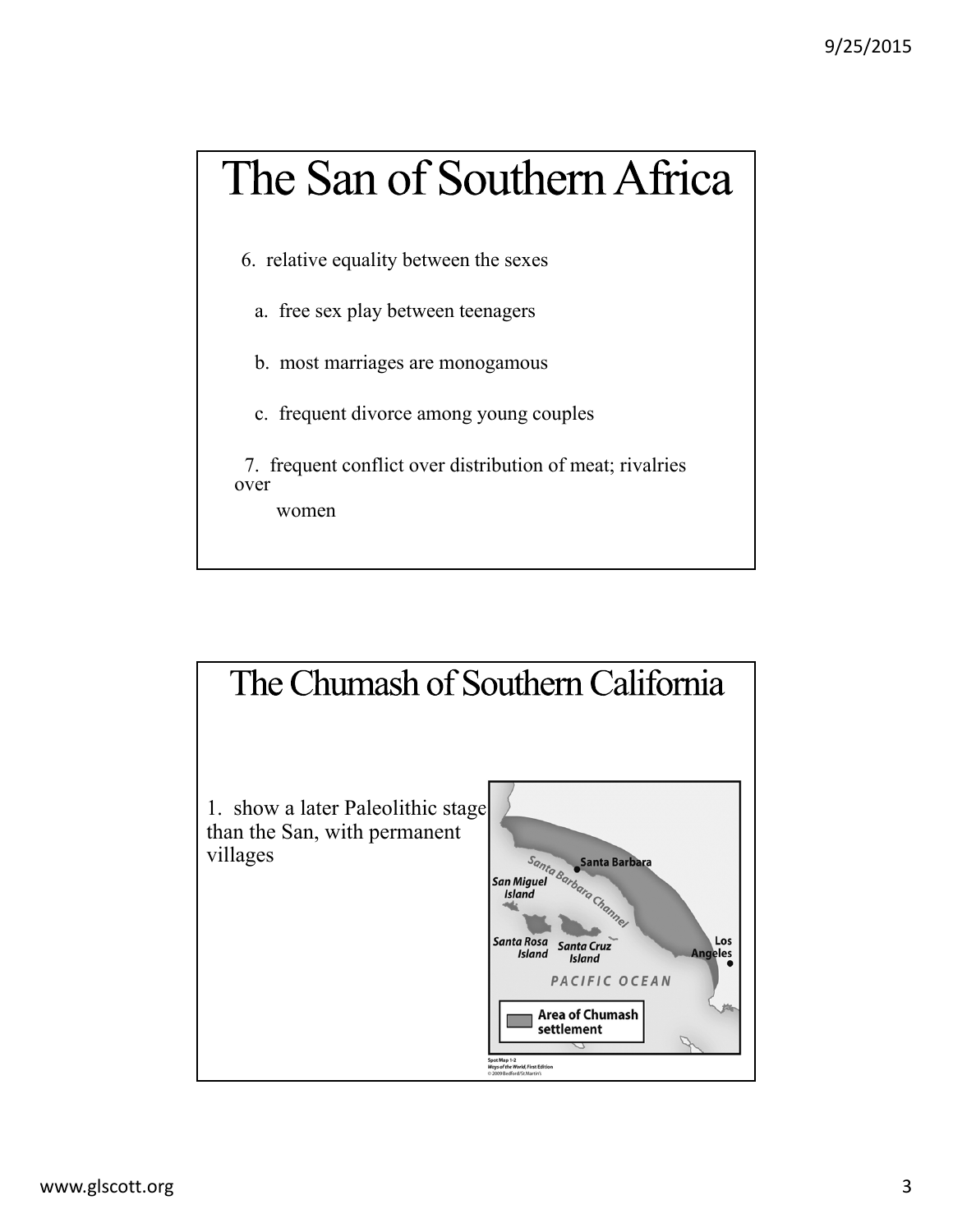# The San of Southern Africa

6. relative equality between the sexes
   a. free sex play between teenagers
   b. most marriages are monogamous
   c. frequent divorce among young couples
7. frequent conflict over distribution of meat; rivalries over women

# The Chumash of Southern California

1. show a later Paleolithic stage than the San, with permanent villages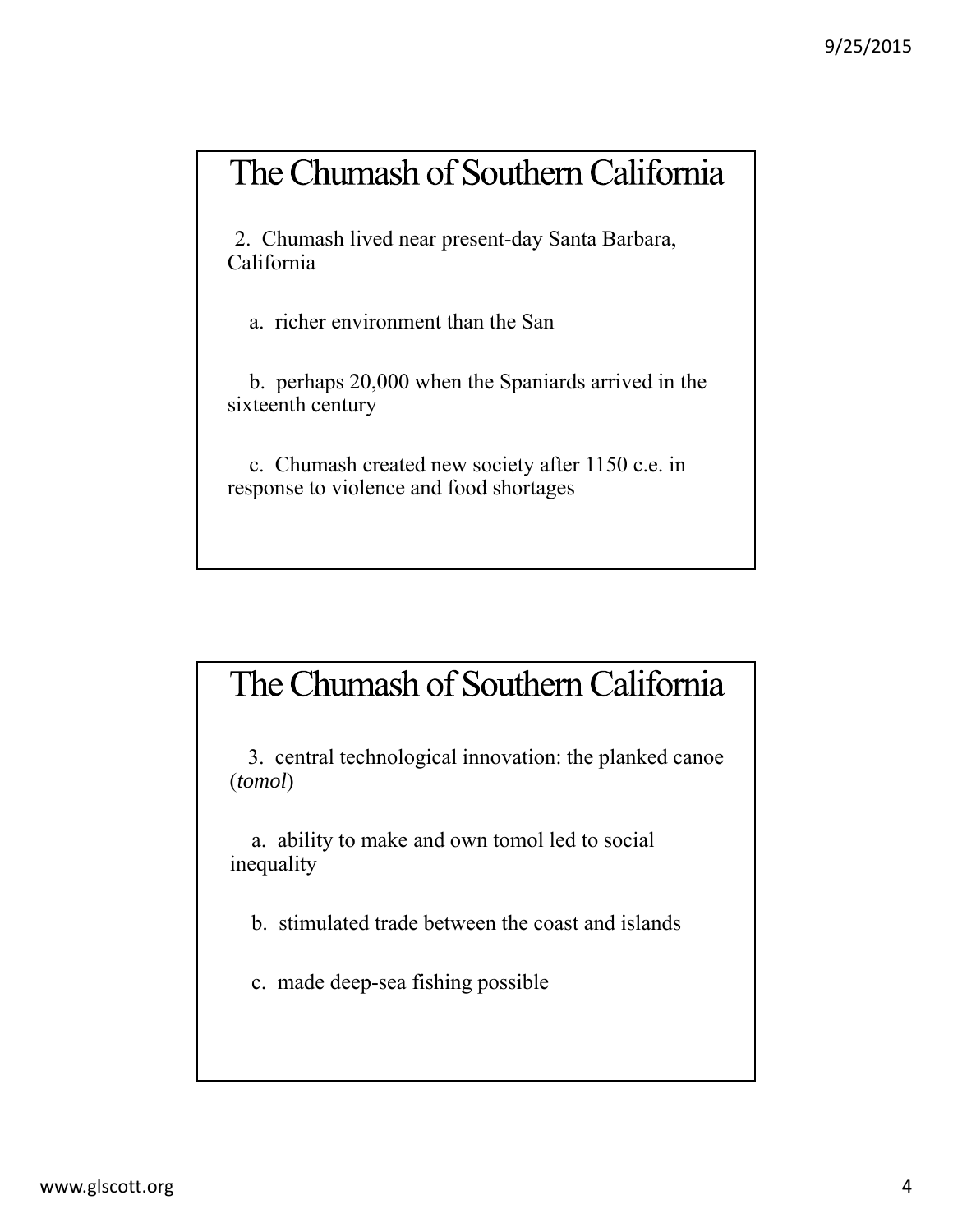## The Chumash of Southern California

2. Chumash lived near present-day Santa Barbara, California

   a. richer environment than the San

   b. perhaps 20,000 when the Spaniards arrived in the sixteenth century

   c. Chumash created new society after 1150 c.e. in response to violence and food shortages

## The Chumash of Southern California

3. central technological innovation: the planked canoe (*tomol*)

   a. ability to make and own tomol led to social inequality

   b. stimulated trade between the coast and islands

   c. made deep-sea fishing possible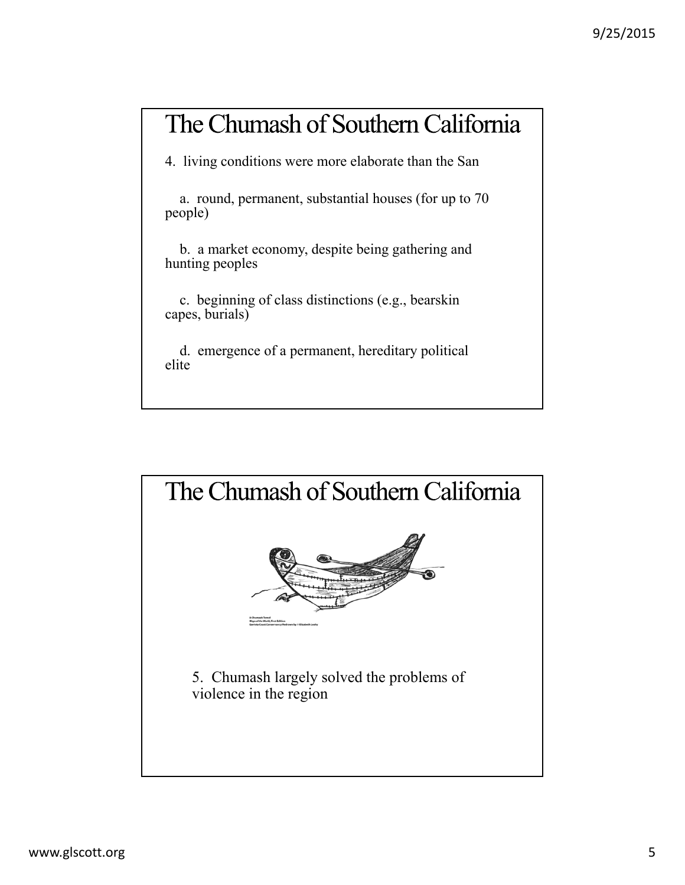## The Chumash of Southern California

4. living conditions were more elaborate than the San

   a. round, permanent, substantial houses (for up to 70 people)

   b. a market economy, despite being gathering and hunting peoples

   c. beginning of class distinctions (e.g., bearskin capes, burials)

   d. emergence of a permanent, hereditary political elite

## The Chumash of Southern California

5. Chumash largely solved the problems of violence in the region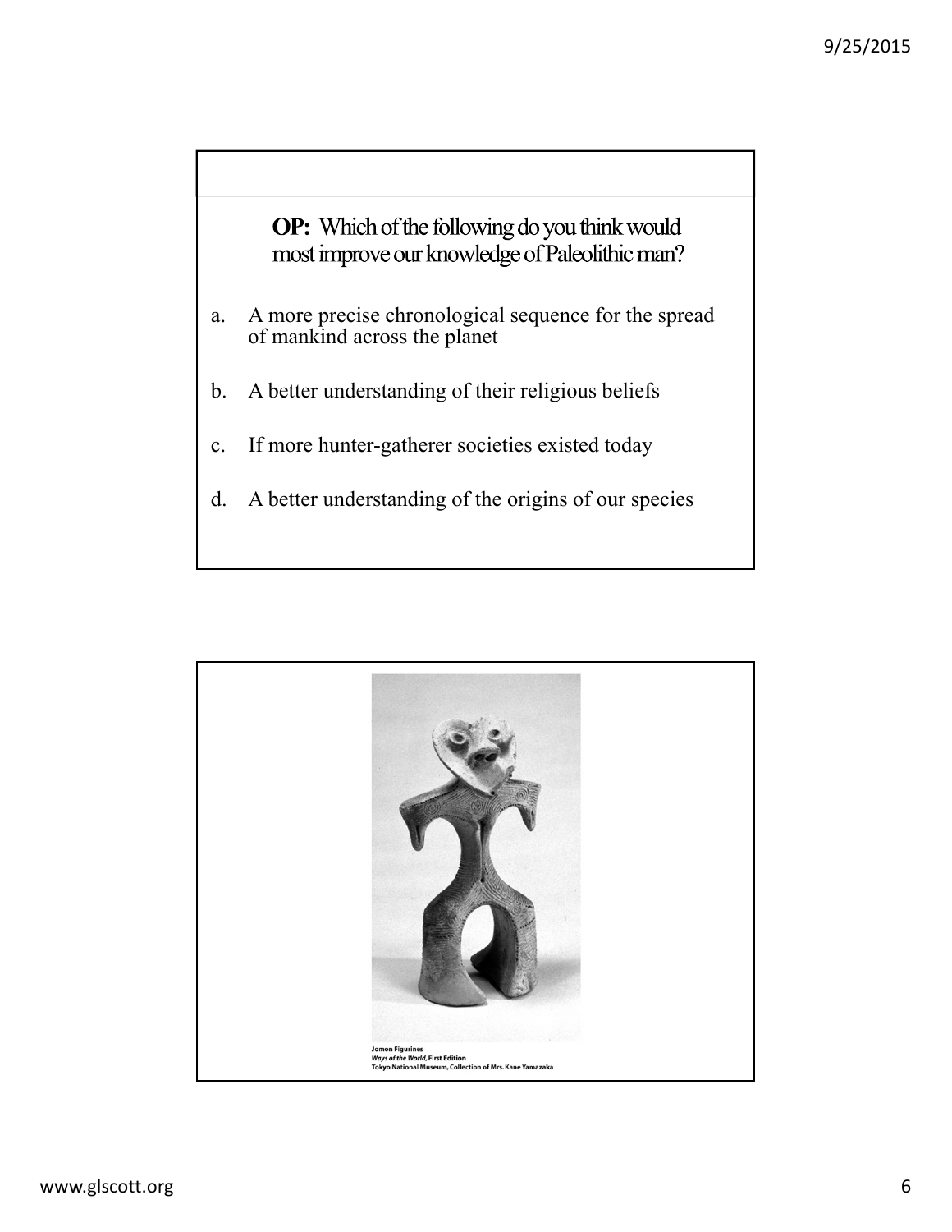**OP:** Which of the following do you think would most improve our knowledge of Paleolithic man?

a. A more precise chronological sequence for the spread of mankind across the planet

b. A better understanding of their religious beliefs

c. If more hunter-gatherer societies existed today

d. A better understanding of the origins of our species

**Jomon Figurines**
***Ways of the World*, First Edition**
**Tokyo National Museum, Collection of Mrs. Kane Yamazaka**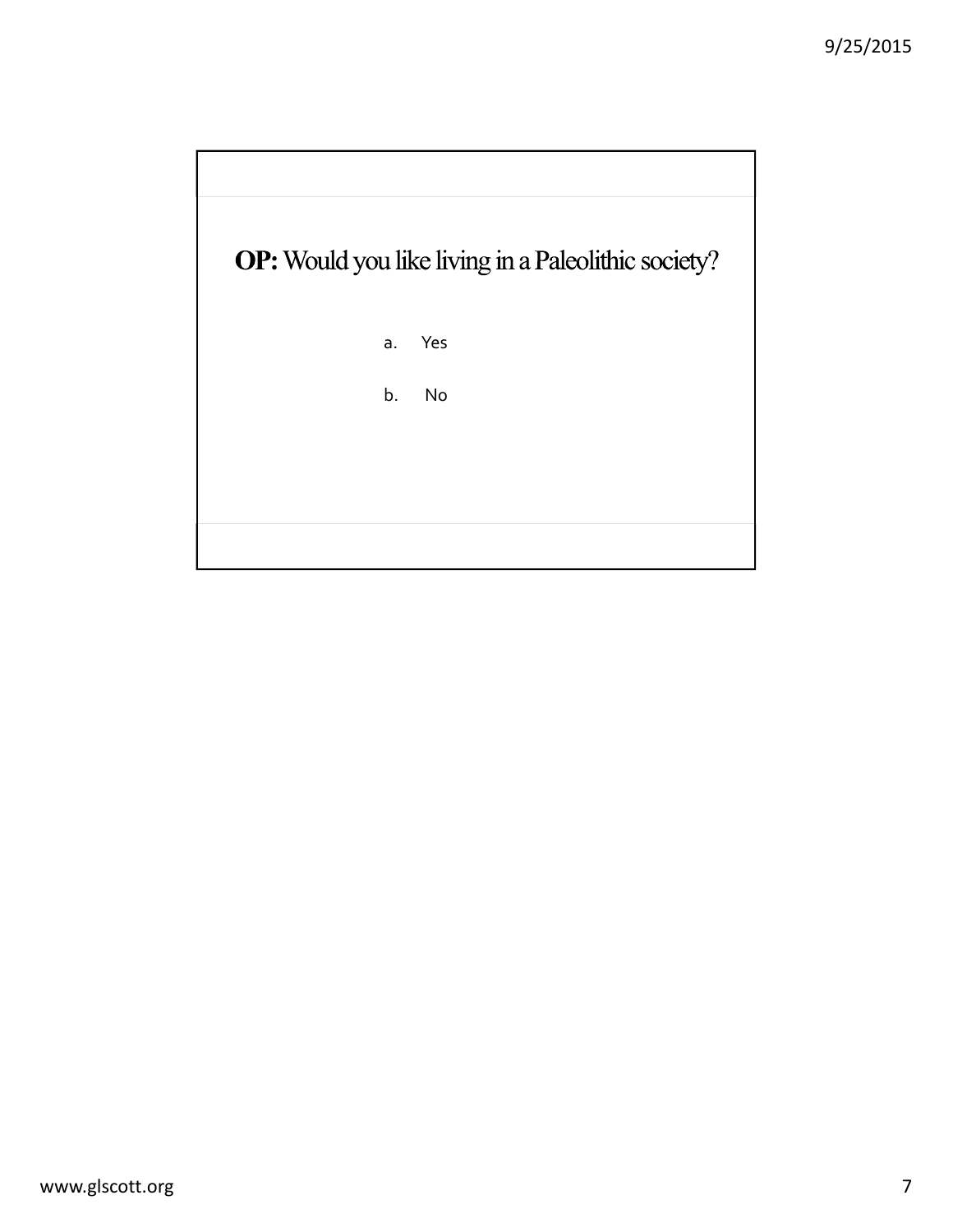**OP:** Would you like living in a Paleolithic society?

a. Yes

b. No